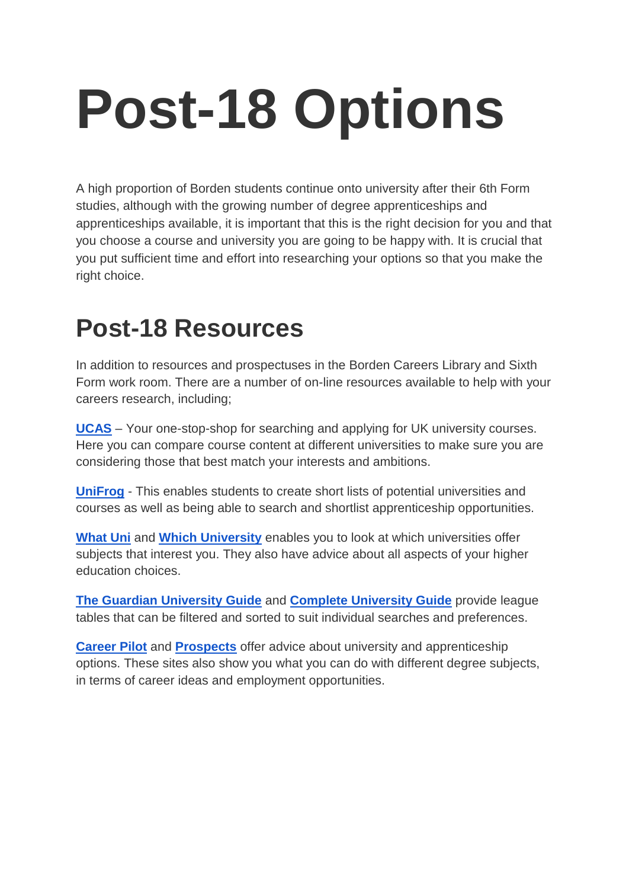# Post-18 Options

A high proportion of Borden students continue onto university after their 6th Form studies, although with the growing number of degree apprenticeships and apprenticeships available, it is important that this is the right decision for you and that you choose a course and university you are going to be happy with. It is crucial that you put sufficient time and effort into researching your options so that you make the right choice.

## Post-18 Resources

In addition to resources and prospectuses in the Borden Careers Library and Sixth Form work room. There are a number of on-line resources available to help with your careers research, including;

**UCAS** – Your one-stop-shop for searching and applying for UK university courses. Here you can compare course content at different universities to make sure you are considering those that best match your interests and ambitions.

**UniFrog** - This enables students to create short lists of potential universities and courses as well as being able to search and shortlist apprenticeship opportunities.

**What Uni** and **Which University** enables you to look at which universities offer subjects that interest you. They also have advice about all aspects of your higher education choices.

**The Guardian University Guide** and **Complete University Guide** provide league tables that can be filtered and sorted to suit individual searches and preferences.

**Career Pilot** and **Prospects** offer advice about university and apprenticeship options. These sites also show you what you can do with different degree subjects, in terms of career ideas and employment opportunities.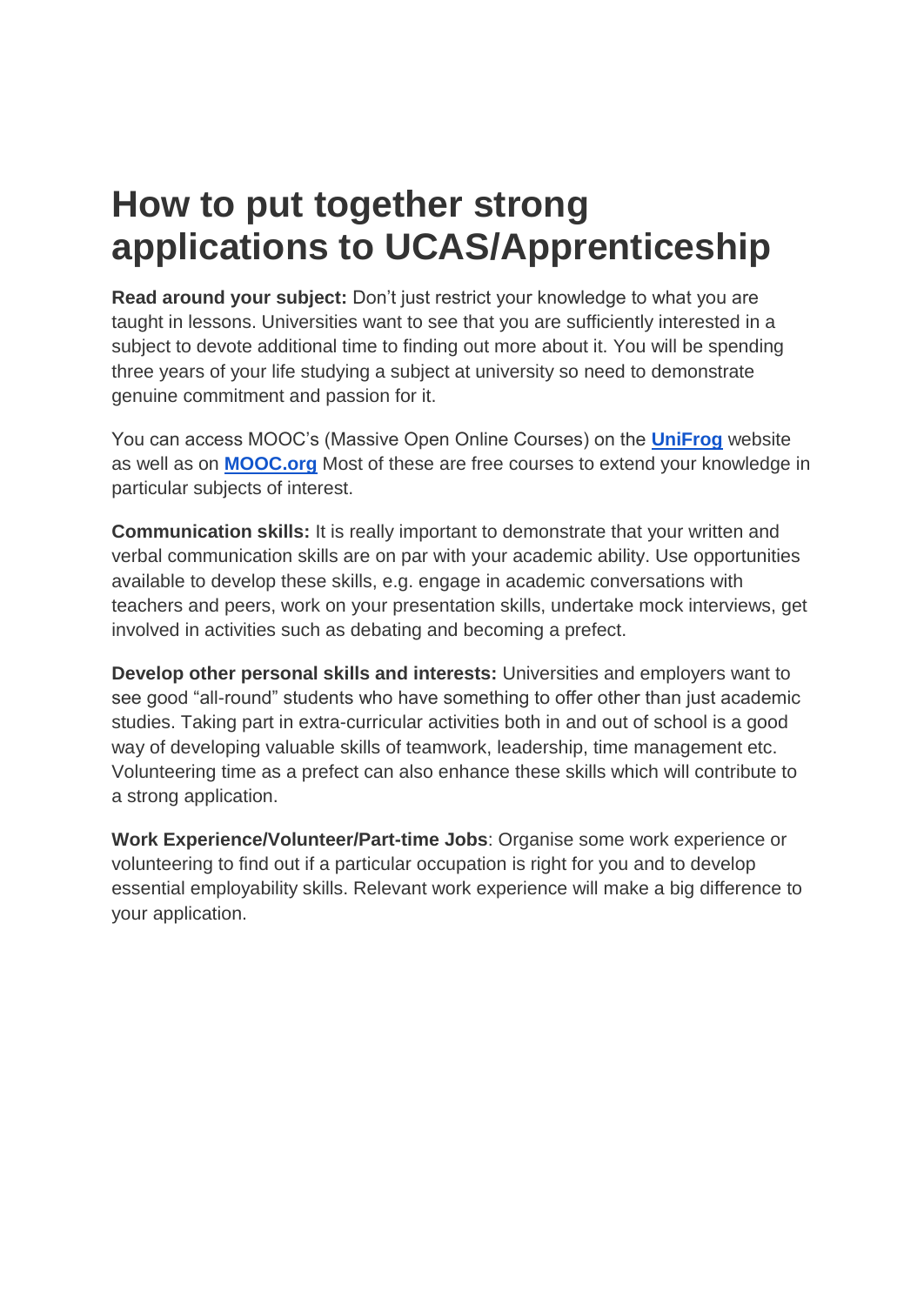# How to put together strong applications to UCAS/Apprenticeship

**Read around your subject:** Don't just restrict your knowledge to what you are taught in lessons. Universities want to see that you are sufficiently interested in a subject to devote additional time to finding out more about it. You will be spending three years of your life studying a subject at university so need to demonstrate genuine commitment and passion for it.

You can access MOOC's (Massive Open Online Courses) on the **UniFrog** website as well as on **MOOC.org** Most of these are free courses to extend your knowledge in particular subjects of interest.

**Communication skills:** It is really important to demonstrate that your written and verbal communication skills are on par with your academic ability. Use opportunities available to develop these skills, e.g. engage in academic conversations with teachers and peers, work on your presentation skills, undertake mock interviews, get involved in activities such as debating and becoming a prefect.

**Develop other personal skills and interests:** Universities and employers want to see good "all-round" students who have something to offer other than just academic studies. Taking part in extra-curricular activities both in and out of school is a good way of developing valuable skills of teamwork, leadership, time management etc. Volunteering time as a prefect can also enhance these skills which will contribute to a strong application.

**Work Experience/Volunteer/Part-time Jobs**: Organise some work experience or volunteering to find out if a particular occupation is right for you and to develop essential employability skills. Relevant work experience will make a big difference to your application.